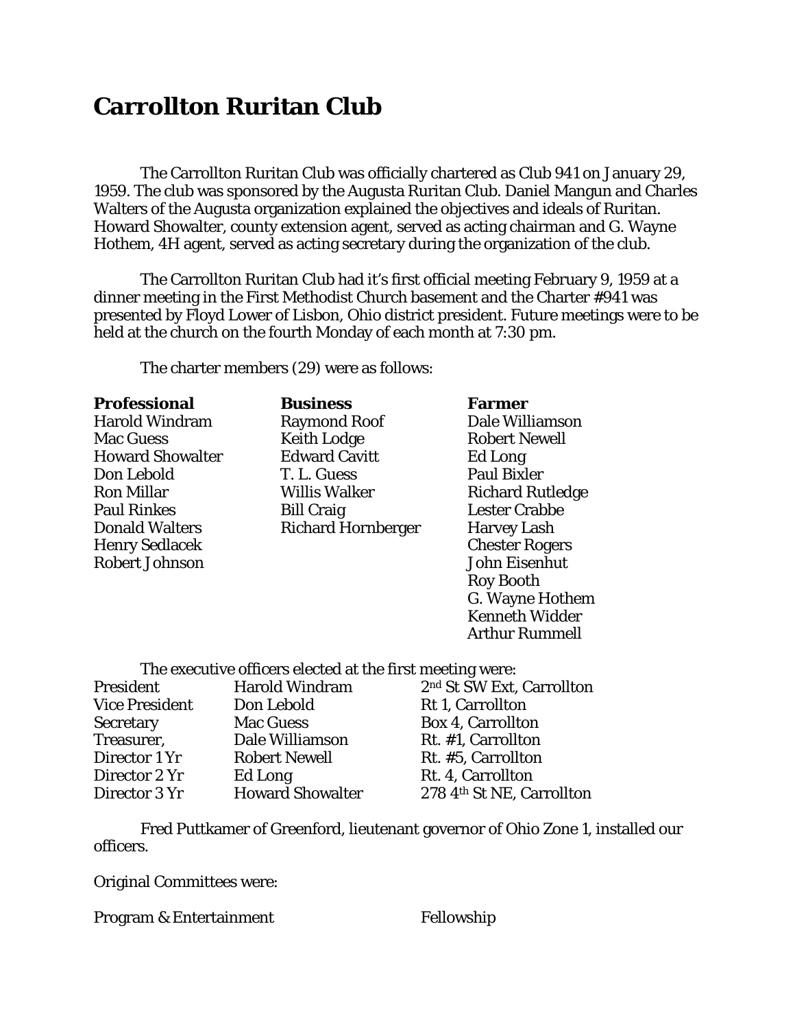# Carrollton Ruritan Club

The Carrollton Ruritan Club was officially chartered as Club 941 on January 29, 1959. The club was sponsored by the Augusta Ruritan Club. Daniel Mangun and Charles Walters of the Augusta organization explained the objectives and ideals of Ruritan. Howard Showalter, county extension agent, served as acting chairman and G. Wayne Hothem, 4H agent, served as acting secretary during the organization of the club.

The Carrollton Ruritan Club had it's first official meeting February 9, 1959 at a dinner meeting in the First Methodist Church basement and the Charter #941 was presented by Floyd Lower of Lisbon, Ohio district president. Future meetings were to be held at the church on the fourth Monday of each month at 7:30 pm.

The charter members (29) were as follows:

| **Professional** | **Business** | **Farmer** |
|---|---|---|
| Harold Windram | Raymond Roof | Dale Williamson |
| Mac Guess | Keith Lodge | Robert Newell |
| Howard Showalter | Edward Cavitt | Ed Long |
| Don Lebold | T. L. Guess | Paul Bixler |
| Ron Millar | Willis Walker | Richard Rutledge |
| Paul Rinkes | Bill Craig | Lester Crabbe |
| Donald Walters | Richard Hornberger | Harvey Lash |
| Henry Sedlacek | | Chester Rogers |
| Robert Johnson | | John Eisenhut |
| | | Roy Booth |
| | | G. Wayne Hothem |
| | | Kenneth Widder |
| | | Arthur Rummell |

The executive officers elected at the first meeting were:

| | | |
|---|---|---|
| President | Harold Windram | 2nd St SW Ext, Carrollton |
| Vice President | Don Lebold | Rt 1, Carrollton |
| Secretary | Mac Guess | Box 4, Carrollton |
| Treasurer, | Dale Williamson | Rt. #1, Carrollton |
| Director 1 Yr | Robert Newell | Rt. #5, Carrollton |
| Director 2 Yr | Ed Long | Rt. 4, Carrollton |
| Director 3 Yr | Howard Showalter | 278 4th St NE, Carrollton |

Fred Puttkamer of Greenford, lieutenant governor of Ohio Zone 1, installed our officers.

Original Committees were:

Program & Entertainment

Fellowship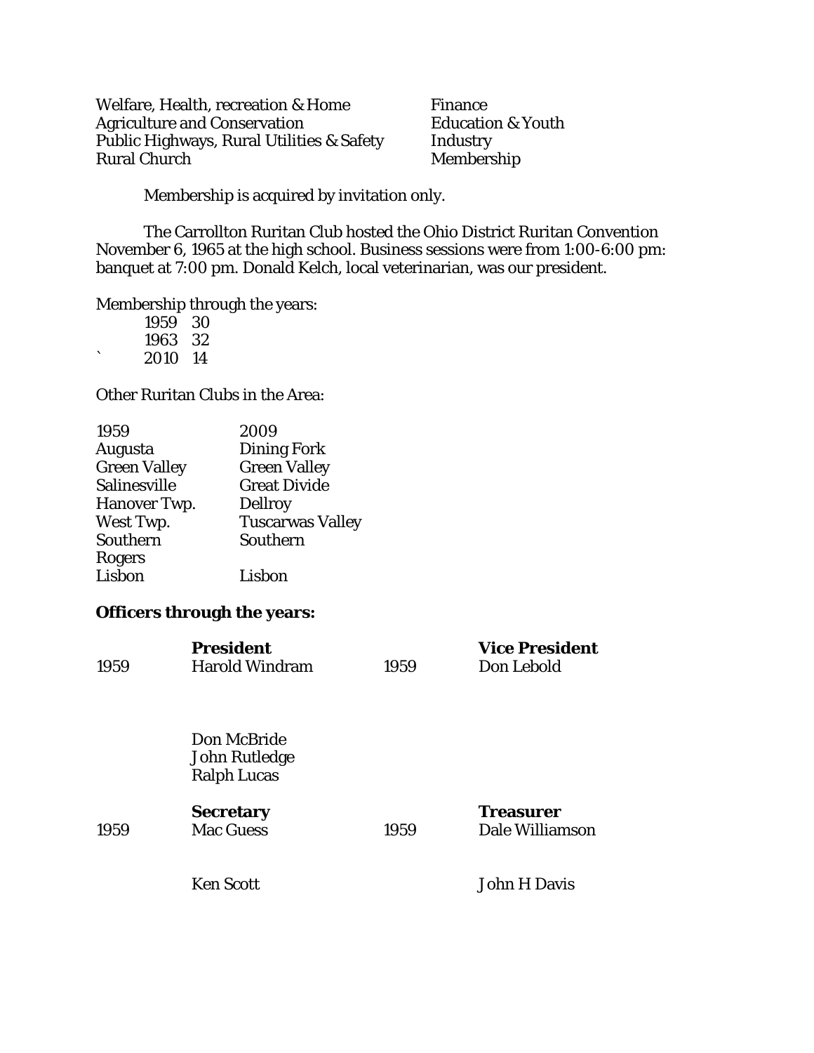| | |
|---|---|
| Welfare, Health, recreation & Home | Finance |
| Agriculture and Conservation | Education & Youth |
| Public Highways, Rural Utilities & Safety | Industry |
| Rural Church | Membership |

Membership is acquired by invitation only.

The Carrollton Ruritan Club hosted the Ohio District Ruritan Convention November 6, 1965 at the high school. Business sessions were from 1:00-6:00 pm: banquet at 7:00 pm. Donald Kelch, local veterinarian, was our president.

Membership through the years:

| | |
|---|---|
| 1959 | 30 |
| 1963 | 32 |
| 2010 | 14 |

Other Ruritan Clubs in the Area:

| 1959 | 2009 |
|---|---|
| Augusta | Dining Fork |
| Green Valley | Green Valley |
| Salinesville | Great Divide |
| Hanover Twp. | Dellroy |
| West Twp. | Tuscarwas Valley |
| Southern | Southern |
| Rogers | |
| Lisbon | Lisbon |

**Officers through the years:**

| | President | | Vice President |
|---|---|---|---|
| 1959 | Harold Windram | 1959 | Don Lebold |
| | Don McBride | | |
| | John Rutledge | | |
| | Ralph Lucas | | |

| | Secretary | | Treasurer |
|---|---|---|---|
| 1959 | Mac Guess | 1959 | Dale Williamson |
| | Ken Scott | | John H Davis |